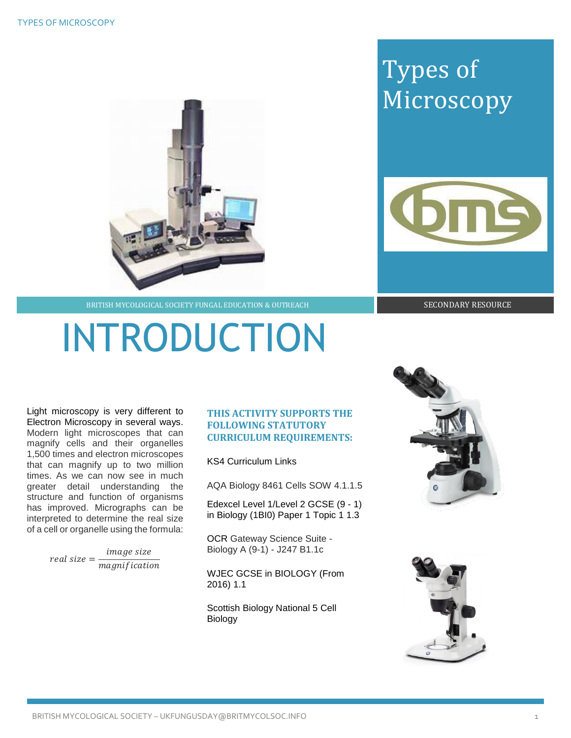# Types of Microscopy

BRITISH MYCOLOGICAL SOCIETY FUNGAL EDUCATION & OUTREACH

SECONDARY RESOURCE

# INTRODUCTION

Light microscopy is very different to Electron Microscopy in several ways. Modern light microscopes that can magnify cells and their organelles 1,500 times and electron microscopes that can magnify up to two million times. As we can now see in much greater detail understanding the structure and function of organisms has improved. Micrographs can be interpreted to determine the real size of a cell or organelle using the formula:

$$real\ size = \frac{image\ size}{magnification}$$

### THIS ACTIVITY SUPPORTS THE FOLLOWING STATUTORY CURRICULUM REQUIREMENTS:

KS4 Curriculum Links

AQA Biology 8461 Cells SOW 4.1.1.5

Edexcel Level 1/Level 2 GCSE (9 - 1) in Biology (1BI0) Paper 1 Topic 1 1.3

OCR Gateway Science Suite - Biology A (9-1) - J247 B1.1c

WJEC GCSE in BIOLOGY (From 2016) 1.1

Scottish Biology National 5 Cell Biology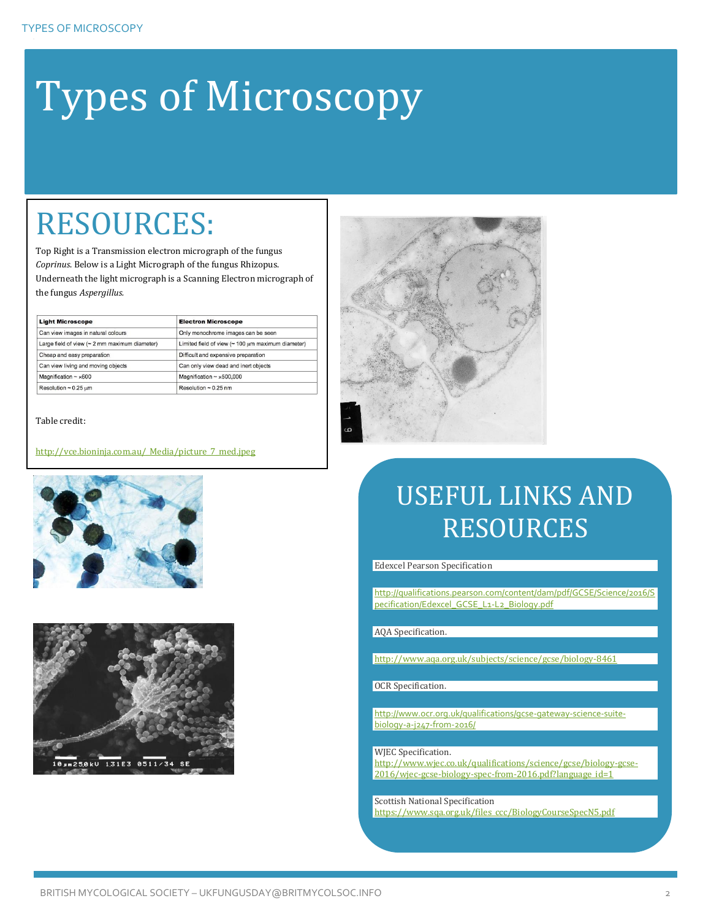# Types of Microscopy

## RESOURCES:

Top Right is a Transmission electron micrograph of the fungus *Coprinus*. Below is a Light Micrograph of the fungus Rhizopus. Underneath the light micrograph is a Scanning Electron micrograph of the fungus *Aspergillus*.

| Light Microscope | Electron Microscope |
|---|---|
| Can view images in natural colours | Only monochrome images can be seen |
| Large field of view (~ 2 mm maximum diameter) | Limited field of view (~ 100 µm maximum diameter) |
| Cheap and easy preparation | Difficult and expensive preparation |
| Can view living and moving objects | Can only view dead and inert objects |
| Magnification ~ ×600 | Magnification ~ ×500,000 |
| Resolution ~ 0.25 µm | Resolution ~ 0.25 nm |

Table credit:

http://vce.bioninja.com.au/_Media/picture_7_med.jpeg

## USEFUL LINKS AND RESOURCES

Edexcel Pearson Specification

http://qualifications.pearson.com/content/dam/pdf/GCSE/Science/2016/Specification/Edexcel_GCSE_L1-L2_Biology.pdf

AQA Specification.

http://www.aqa.org.uk/subjects/science/gcse/biology-8461

OCR Specification.

http://www.ocr.org.uk/qualifications/gcse-gateway-science-suite-biology-a-j247-from-2016/

WJEC Specification.
http://www.wjec.co.uk/qualifications/science/gcse/biology-gcse-2016/wjec-gcse-biology-spec-from-2016.pdf?language_id=1

Scottish National Specification
https://www.sqa.org.uk/files_ccc/BiologyCourseSpecN5.pdf